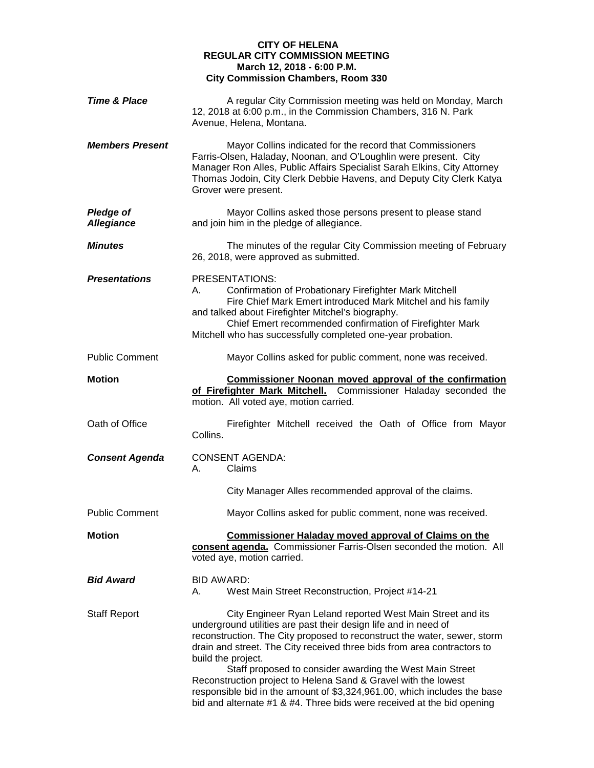**CITY OF HELENA**
**REGULAR CITY COMMISSION MEETING**
**March 12, 2018 - 6:00 P.M.**
**City Commission Chambers, Room 330**

***Time & Place*** A regular City Commission meeting was held on Monday, March 12, 2018 at 6:00 p.m., in the Commission Chambers, 316 N. Park Avenue, Helena, Montana.

***Members Present*** Mayor Collins indicated for the record that Commissioners Farris-Olsen, Haladay, Noonan, and O'Loughlin were present. City Manager Ron Alles, Public Affairs Specialist Sarah Elkins, City Attorney Thomas Jodoin, City Clerk Debbie Havens, and Deputy City Clerk Katya Grover were present.

***Pledge of Allegiance*** Mayor Collins asked those persons present to please stand and join him in the pledge of allegiance.

***Minutes*** The minutes of the regular City Commission meeting of February 26, 2018, were approved as submitted.

***Presentations*** PRESENTATIONS:

A. Confirmation of Probationary Firefighter Mark Mitchell

Fire Chief Mark Emert introduced Mark Mitchel and his family and talked about Firefighter Mitchel's biography.

Chief Emert recommended confirmation of Firefighter Mark Mitchell who has successfully completed one-year probation.

Public Comment Mayor Collins asked for public comment, none was received.

**Motion** **Commissioner Noonan moved approval of the confirmation of Firefighter Mark Mitchell.** Commissioner Haladay seconded the motion. All voted aye, motion carried.

Oath of Office Firefighter Mitchell received the Oath of Office from Mayor Collins.

***Consent Agenda*** CONSENT AGENDA:

A. Claims

City Manager Alles recommended approval of the claims.

Public Comment Mayor Collins asked for public comment, none was received.

**Motion** **Commissioner Haladay moved approval of Claims on the consent agenda.** Commissioner Farris-Olsen seconded the motion. All voted aye, motion carried.

***Bid Award*** BID AWARD:

A. West Main Street Reconstruction, Project #14-21

Staff Report City Engineer Ryan Leland reported West Main Street and its underground utilities are past their design life and in need of reconstruction. The City proposed to reconstruct the water, sewer, storm drain and street. The City received three bids from area contractors to build the project.

Staff proposed to consider awarding the West Main Street Reconstruction project to Helena Sand & Gravel with the lowest responsible bid in the amount of $3,324,961.00, which includes the base bid and alternate #1 & #4. Three bids were received at the bid opening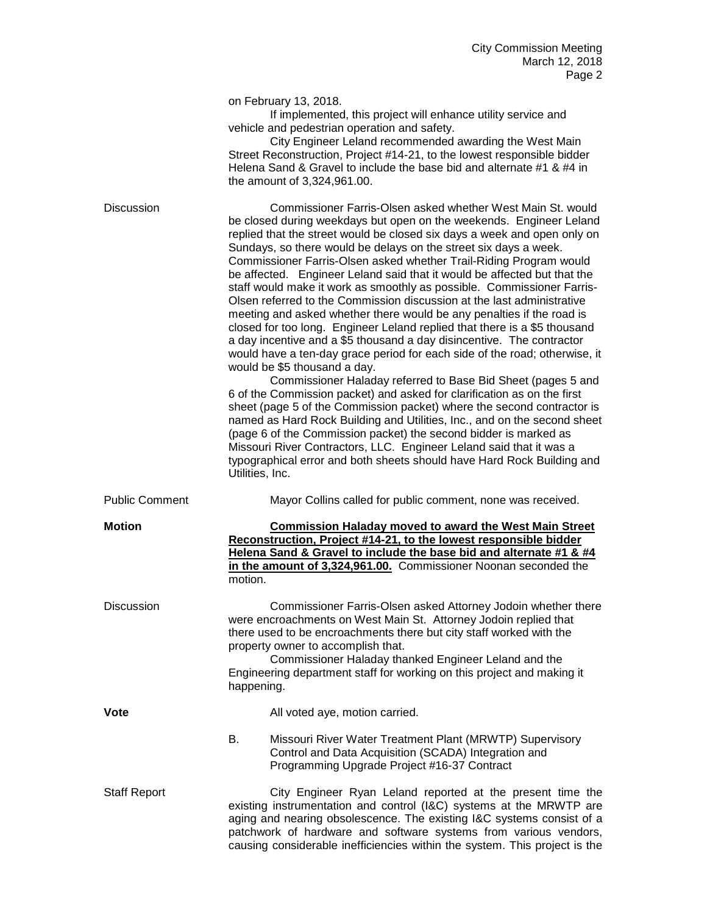on February 13, 2018.

If implemented, this project will enhance utility service and vehicle and pedestrian operation and safety.

City Engineer Leland recommended awarding the West Main Street Reconstruction, Project #14-21, to the lowest responsible bidder Helena Sand & Gravel to include the base bid and alternate #1 & #4 in the amount of 3,324,961.00.

Discussion

Commissioner Farris-Olsen asked whether West Main St. would be closed during weekdays but open on the weekends. Engineer Leland replied that the street would be closed six days a week and open only on Sundays, so there would be delays on the street six days a week. Commissioner Farris-Olsen asked whether Trail-Riding Program would be affected. Engineer Leland said that it would be affected but that the staff would make it work as smoothly as possible. Commissioner Farris-Olsen referred to the Commission discussion at the last administrative meeting and asked whether there would be any penalties if the road is closed for too long. Engineer Leland replied that there is a $5 thousand a day incentive and a $5 thousand a day disincentive. The contractor would have a ten-day grace period for each side of the road; otherwise, it would be $5 thousand a day.

Commissioner Haladay referred to Base Bid Sheet (pages 5 and 6 of the Commission packet) and asked for clarification as on the first sheet (page 5 of the Commission packet) where the second contractor is named as Hard Rock Building and Utilities, Inc., and on the second sheet (page 6 of the Commission packet) the second bidder is marked as Missouri River Contractors, LLC. Engineer Leland said that it was a typographical error and both sheets should have Hard Rock Building and Utilities, Inc.

Public Comment

Mayor Collins called for public comment, none was received.

**Motion**

**Commission Haladay moved to award the West Main Street Reconstruction, Project #14-21, to the lowest responsible bidder Helena Sand & Gravel to include the base bid and alternate #1 & #4 in the amount of 3,324,961.00.** Commissioner Noonan seconded the motion.

Discussion

Commissioner Farris-Olsen asked Attorney Jodoin whether there were encroachments on West Main St. Attorney Jodoin replied that there used to be encroachments there but city staff worked with the property owner to accomplish that.

Commissioner Haladay thanked Engineer Leland and the Engineering department staff for working on this project and making it happening.

**Vote**

All voted aye, motion carried.

B. Missouri River Water Treatment Plant (MRWTP) Supervisory Control and Data Acquisition (SCADA) Integration and Programming Upgrade Project #16-37 Contract

Staff Report

City Engineer Ryan Leland reported at the present time the existing instrumentation and control (I&C) systems at the MRWTP are aging and nearing obsolescence. The existing I&C systems consist of a patchwork of hardware and software systems from various vendors, causing considerable inefficiencies within the system. This project is the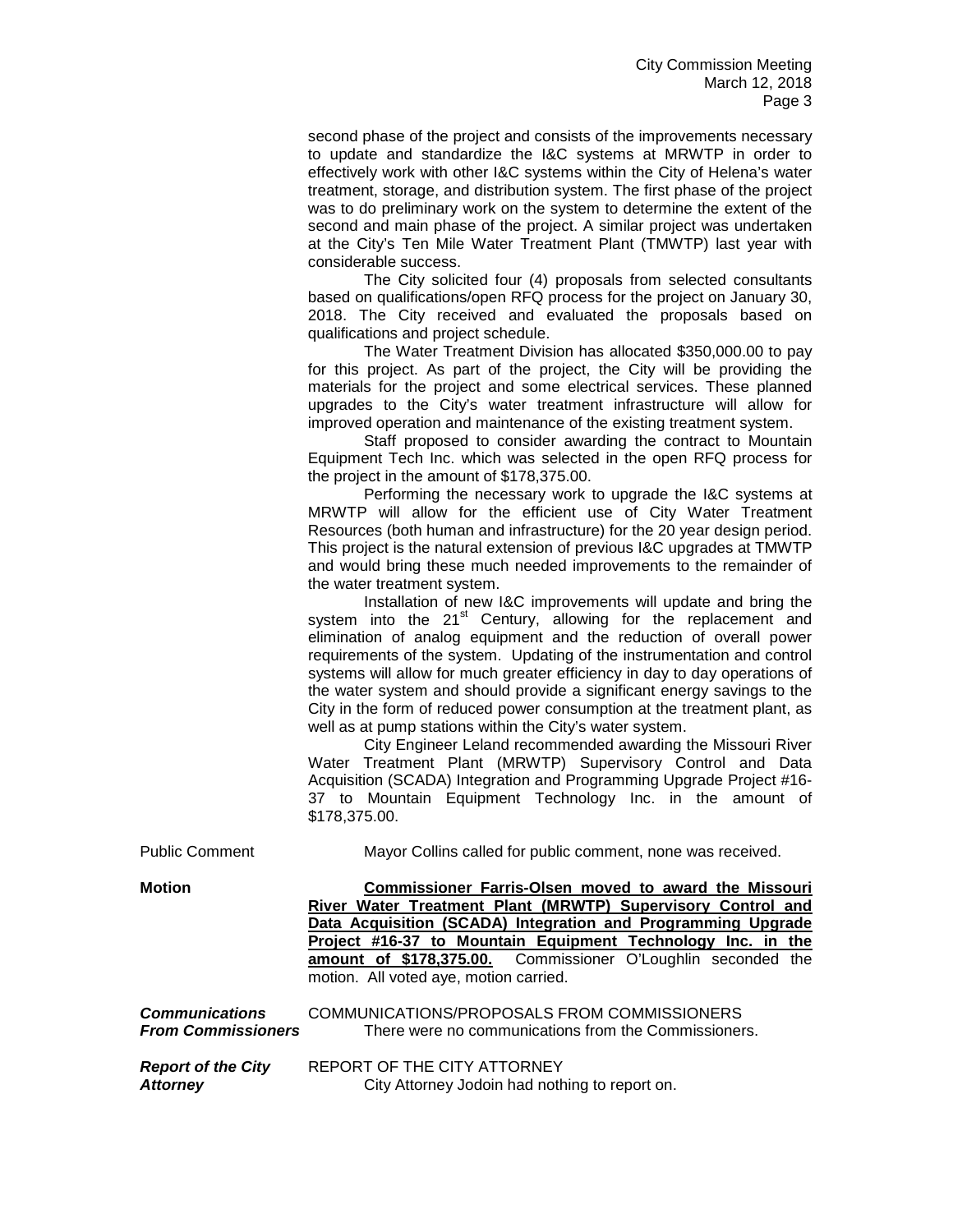second phase of the project and consists of the improvements necessary to update and standardize the I&C systems at MRWTP in order to effectively work with other I&C systems within the City of Helena's water treatment, storage, and distribution system. The first phase of the project was to do preliminary work on the system to determine the extent of the second and main phase of the project. A similar project was undertaken at the City's Ten Mile Water Treatment Plant (TMWTP) last year with considerable success.

The City solicited four (4) proposals from selected consultants based on qualifications/open RFQ process for the project on January 30, 2018. The City received and evaluated the proposals based on qualifications and project schedule.

The Water Treatment Division has allocated $350,000.00 to pay for this project. As part of the project, the City will be providing the materials for the project and some electrical services. These planned upgrades to the City's water treatment infrastructure will allow for improved operation and maintenance of the existing treatment system.

Staff proposed to consider awarding the contract to Mountain Equipment Tech Inc. which was selected in the open RFQ process for the project in the amount of $178,375.00.

Performing the necessary work to upgrade the I&C systems at MRWTP will allow for the efficient use of City Water Treatment Resources (both human and infrastructure) for the 20 year design period. This project is the natural extension of previous I&C upgrades at TMWTP and would bring these much needed improvements to the remainder of the water treatment system.

Installation of new I&C improvements will update and bring the system into the 21st Century, allowing for the replacement and elimination of analog equipment and the reduction of overall power requirements of the system. Updating of the instrumentation and control systems will allow for much greater efficiency in day to day operations of the water system and should provide a significant energy savings to the City in the form of reduced power consumption at the treatment plant, as well as at pump stations within the City's water system.

City Engineer Leland recommended awarding the Missouri River Water Treatment Plant (MRWTP) Supervisory Control and Data Acquisition (SCADA) Integration and Programming Upgrade Project #16-37 to Mountain Equipment Technology Inc. in the amount of $178,375.00.

Public Comment — Mayor Collins called for public comment, none was received.

**Motion** — **Commissioner Farris-Olsen moved to award the Missouri River Water Treatment Plant (MRWTP) Supervisory Control and Data Acquisition (SCADA) Integration and Programming Upgrade Project #16-37 to Mountain Equipment Technology Inc. in the amount of $178,375.00.** Commissioner O'Loughlin seconded the motion. All voted aye, motion carried.

***Communications From Commissioners***

COMMUNICATIONS/PROPOSALS FROM COMMISSIONERS

There were no communications from the Commissioners.

***Report of the City Attorney***

REPORT OF THE CITY ATTORNEY

City Attorney Jodoin had nothing to report on.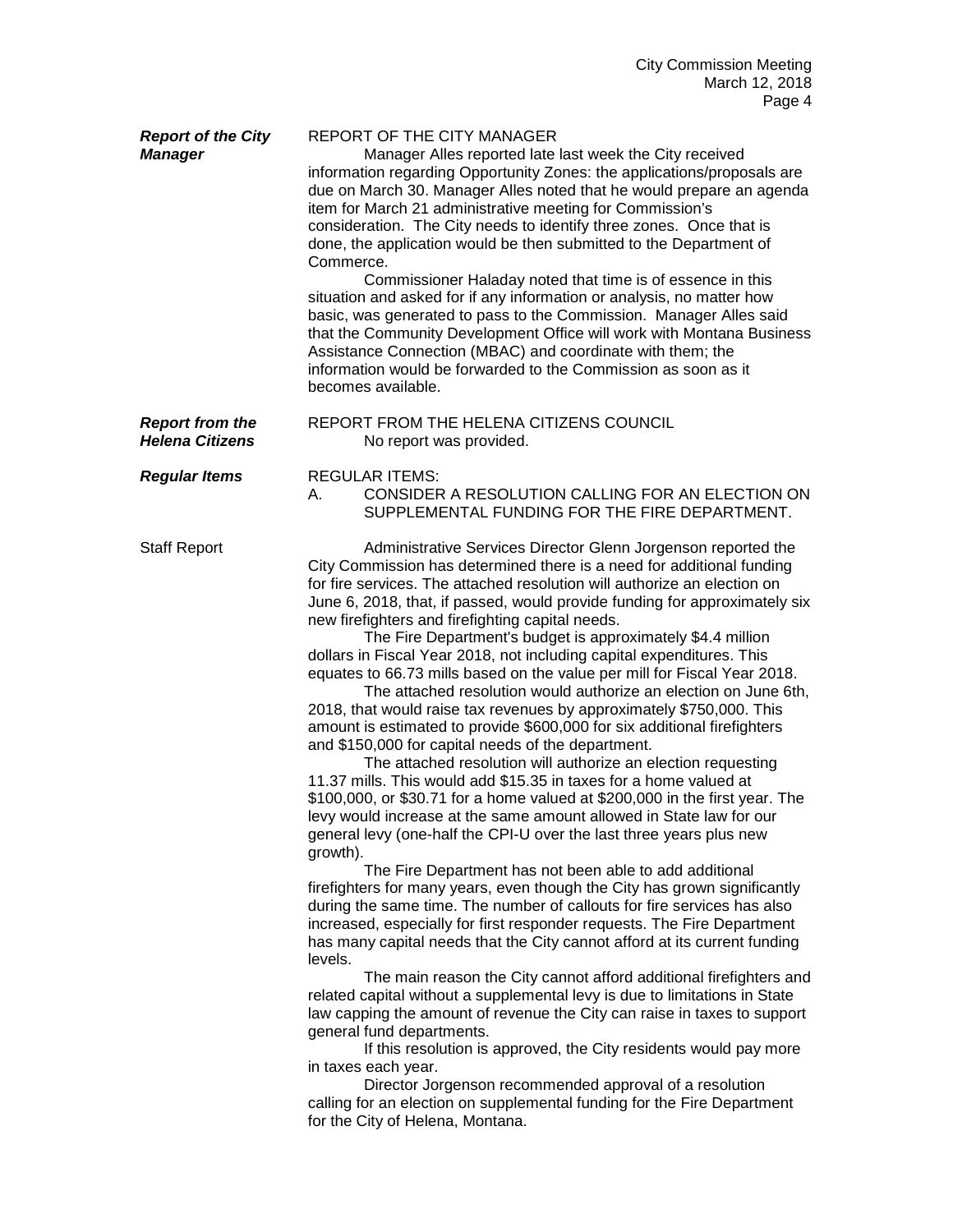***Report of the City Manager***

REPORT OF THE CITY MANAGER

Manager Alles reported late last week the City received information regarding Opportunity Zones: the applications/proposals are due on March 30. Manager Alles noted that he would prepare an agenda item for March 21 administrative meeting for Commission's consideration. The City needs to identify three zones. Once that is done, the application would be then submitted to the Department of Commerce.

Commissioner Haladay noted that time is of essence in this situation and asked for if any information or analysis, no matter how basic, was generated to pass to the Commission. Manager Alles said that the Community Development Office will work with Montana Business Assistance Connection (MBAC) and coordinate with them; the information would be forwarded to the Commission as soon as it becomes available.

***Report from the Helena Citizens***

REPORT FROM THE HELENA CITIZENS COUNCIL

No report was provided.

***Regular Items***

REGULAR ITEMS:

A. CONSIDER A RESOLUTION CALLING FOR AN ELECTION ON SUPPLEMENTAL FUNDING FOR THE FIRE DEPARTMENT.

Staff Report

Administrative Services Director Glenn Jorgenson reported the City Commission has determined there is a need for additional funding for fire services. The attached resolution will authorize an election on June 6, 2018, that, if passed, would provide funding for approximately six new firefighters and firefighting capital needs.

The Fire Department's budget is approximately $4.4 million dollars in Fiscal Year 2018, not including capital expenditures. This equates to 66.73 mills based on the value per mill for Fiscal Year 2018.

The attached resolution would authorize an election on June 6th, 2018, that would raise tax revenues by approximately $750,000. This amount is estimated to provide $600,000 for six additional firefighters and $150,000 for capital needs of the department.

The attached resolution will authorize an election requesting 11.37 mills. This would add $15.35 in taxes for a home valued at $100,000, or $30.71 for a home valued at $200,000 in the first year. The levy would increase at the same amount allowed in State law for our general levy (one-half the CPI-U over the last three years plus new growth).

The Fire Department has not been able to add additional firefighters for many years, even though the City has grown significantly during the same time. The number of callouts for fire services has also increased, especially for first responder requests. The Fire Department has many capital needs that the City cannot afford at its current funding levels.

The main reason the City cannot afford additional firefighters and related capital without a supplemental levy is due to limitations in State law capping the amount of revenue the City can raise in taxes to support general fund departments.

If this resolution is approved, the City residents would pay more in taxes each year.

Director Jorgenson recommended approval of a resolution calling for an election on supplemental funding for the Fire Department for the City of Helena, Montana.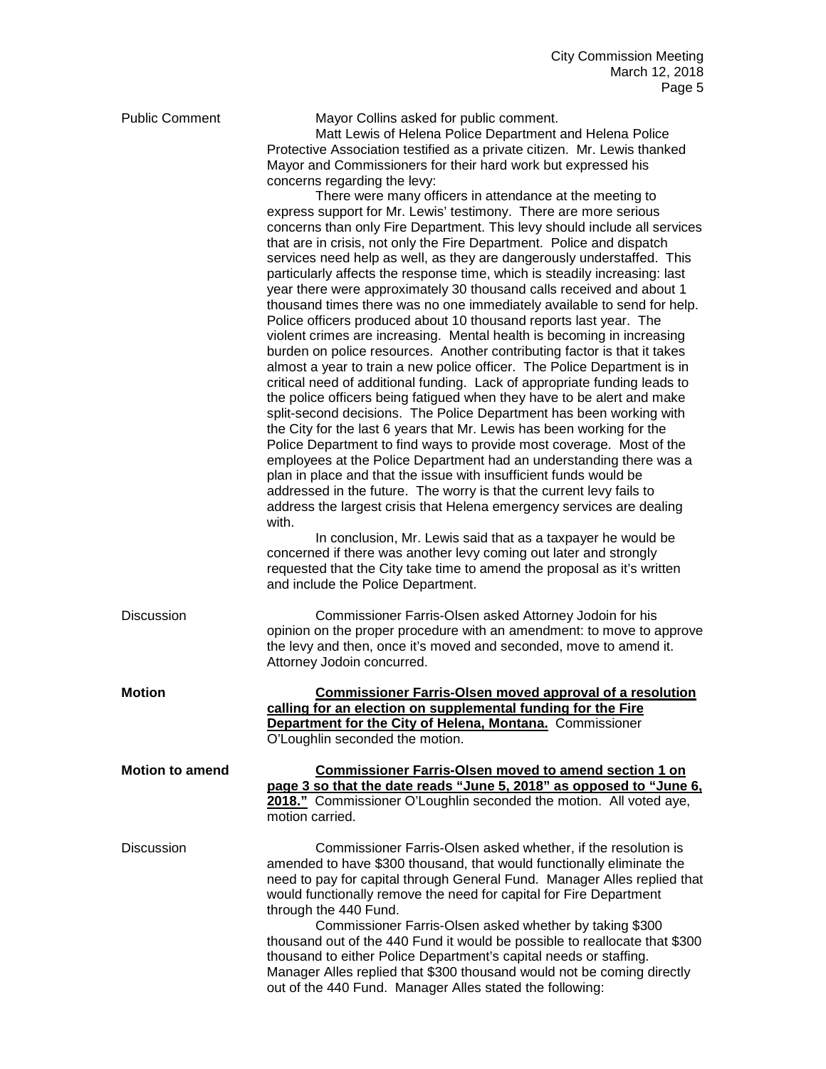**Public Comment**

Mayor Collins asked for public comment.

Matt Lewis of Helena Police Department and Helena Police Protective Association testified as a private citizen. Mr. Lewis thanked Mayor and Commissioners for their hard work but expressed his concerns regarding the levy:

There were many officers in attendance at the meeting to express support for Mr. Lewis' testimony. There are more serious concerns than only Fire Department. This levy should include all services that are in crisis, not only the Fire Department. Police and dispatch services need help as well, as they are dangerously understaffed. This particularly affects the response time, which is steadily increasing: last year there were approximately 30 thousand calls received and about 1 thousand times there was no one immediately available to send for help. Police officers produced about 10 thousand reports last year. The violent crimes are increasing. Mental health is becoming in increasing burden on police resources. Another contributing factor is that it takes almost a year to train a new police officer. The Police Department is in critical need of additional funding. Lack of appropriate funding leads to the police officers being fatigued when they have to be alert and make split-second decisions. The Police Department has been working with the City for the last 6 years that Mr. Lewis has been working for the Police Department to find ways to provide most coverage. Most of the employees at the Police Department had an understanding there was a plan in place and that the issue with insufficient funds would be addressed in the future. The worry is that the current levy fails to address the largest crisis that Helena emergency services are dealing with.

In conclusion, Mr. Lewis said that as a taxpayer he would be concerned if there was another levy coming out later and strongly requested that the City take time to amend the proposal as it's written and include the Police Department.

**Discussion**

Commissioner Farris-Olsen asked Attorney Jodoin for his opinion on the proper procedure with an amendment: to move to approve the levy and then, once it's moved and seconded, move to amend it. Attorney Jodoin concurred.

**Motion**

**Commissioner Farris-Olsen moved approval of a resolution calling for an election on supplemental funding for the Fire Department for the City of Helena, Montana.** Commissioner O'Loughlin seconded the motion.

**Motion to amend**

**Commissioner Farris-Olsen moved to amend section 1 on page 3 so that the date reads "June 5, 2018" as opposed to "June 6, 2018."** Commissioner O'Loughlin seconded the motion. All voted aye, motion carried.

**Discussion**

Commissioner Farris-Olsen asked whether, if the resolution is amended to have $300 thousand, that would functionally eliminate the need to pay for capital through General Fund. Manager Alles replied that would functionally remove the need for capital for Fire Department through the 440 Fund.

Commissioner Farris-Olsen asked whether by taking $300 thousand out of the 440 Fund it would be possible to reallocate that $300 thousand to either Police Department's capital needs or staffing. Manager Alles replied that $300 thousand would not be coming directly out of the 440 Fund. Manager Alles stated the following: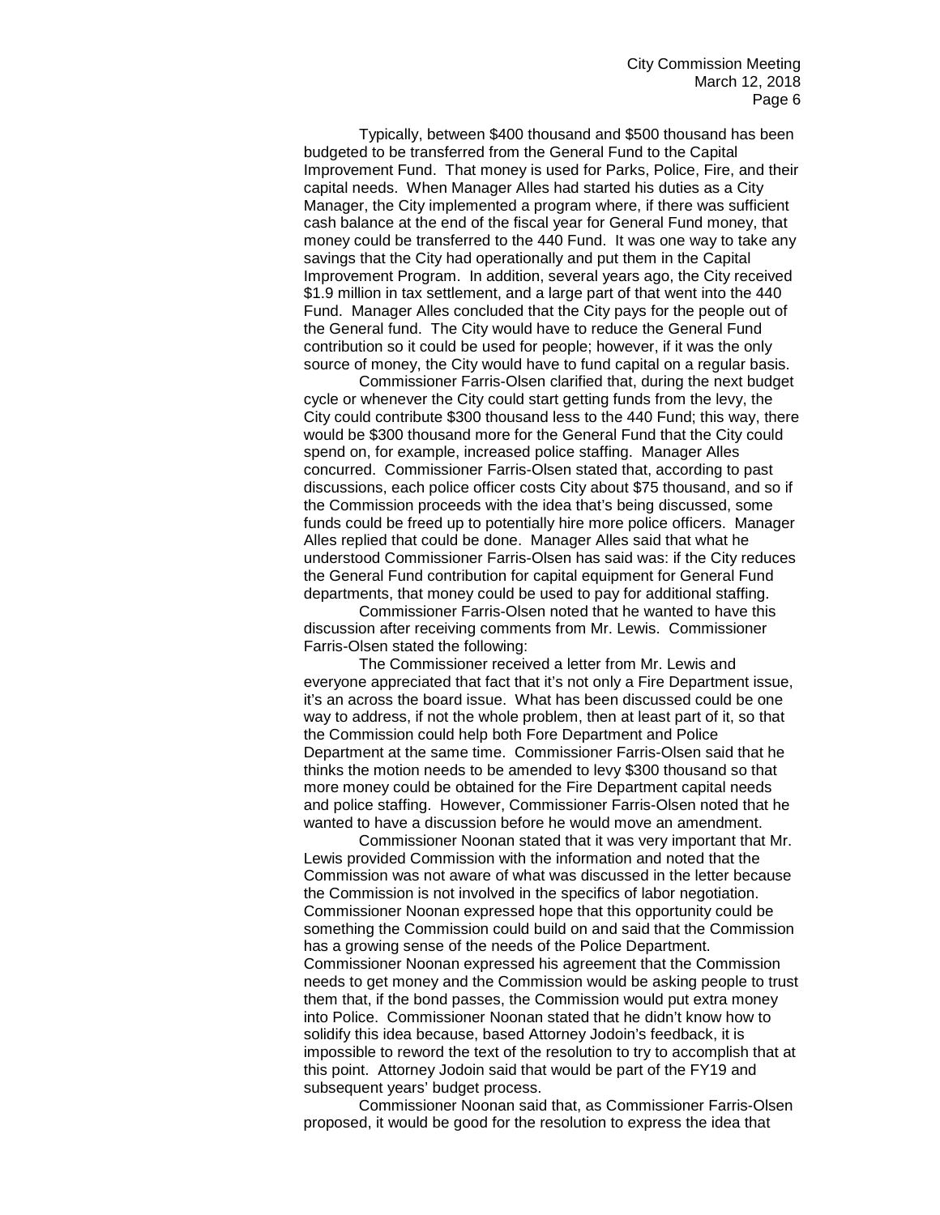Typically, between $400 thousand and $500 thousand has been budgeted to be transferred from the General Fund to the Capital Improvement Fund. That money is used for Parks, Police, Fire, and their capital needs. When Manager Alles had started his duties as a City Manager, the City implemented a program where, if there was sufficient cash balance at the end of the fiscal year for General Fund money, that money could be transferred to the 440 Fund. It was one way to take any savings that the City had operationally and put them in the Capital Improvement Program. In addition, several years ago, the City received $1.9 million in tax settlement, and a large part of that went into the 440 Fund. Manager Alles concluded that the City pays for the people out of the General fund. The City would have to reduce the General Fund contribution so it could be used for people; however, if it was the only source of money, the City would have to fund capital on a regular basis.

Commissioner Farris-Olsen clarified that, during the next budget cycle or whenever the City could start getting funds from the levy, the City could contribute $300 thousand less to the 440 Fund; this way, there would be $300 thousand more for the General Fund that the City could spend on, for example, increased police staffing. Manager Alles concurred. Commissioner Farris-Olsen stated that, according to past discussions, each police officer costs City about $75 thousand, and so if the Commission proceeds with the idea that's being discussed, some funds could be freed up to potentially hire more police officers. Manager Alles replied that could be done. Manager Alles said that what he understood Commissioner Farris-Olsen has said was: if the City reduces the General Fund contribution for capital equipment for General Fund departments, that money could be used to pay for additional staffing.

Commissioner Farris-Olsen noted that he wanted to have this discussion after receiving comments from Mr. Lewis. Commissioner Farris-Olsen stated the following:

The Commissioner received a letter from Mr. Lewis and everyone appreciated that fact that it's not only a Fire Department issue, it's an across the board issue. What has been discussed could be one way to address, if not the whole problem, then at least part of it, so that the Commission could help both Fore Department and Police Department at the same time. Commissioner Farris-Olsen said that he thinks the motion needs to be amended to levy $300 thousand so that more money could be obtained for the Fire Department capital needs and police staffing. However, Commissioner Farris-Olsen noted that he wanted to have a discussion before he would move an amendment.

Commissioner Noonan stated that it was very important that Mr. Lewis provided Commission with the information and noted that the Commission was not aware of what was discussed in the letter because the Commission is not involved in the specifics of labor negotiation. Commissioner Noonan expressed hope that this opportunity could be something the Commission could build on and said that the Commission has a growing sense of the needs of the Police Department. Commissioner Noonan expressed his agreement that the Commission needs to get money and the Commission would be asking people to trust them that, if the bond passes, the Commission would put extra money into Police. Commissioner Noonan stated that he didn't know how to solidify this idea because, based Attorney Jodoin's feedback, it is impossible to reword the text of the resolution to try to accomplish that at this point. Attorney Jodoin said that would be part of the FY19 and subsequent years' budget process.

Commissioner Noonan said that, as Commissioner Farris-Olsen proposed, it would be good for the resolution to express the idea that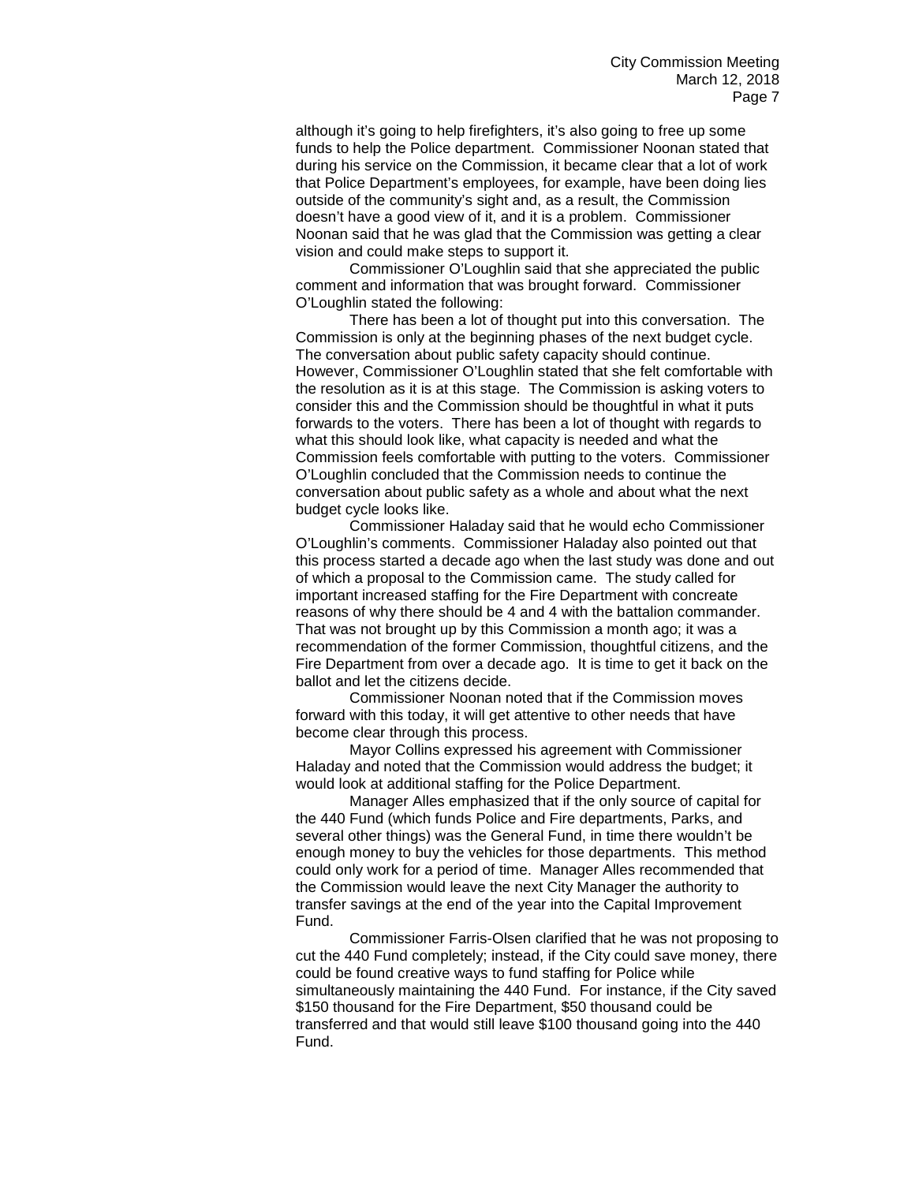although it's going to help firefighters, it's also going to free up some funds to help the Police department. Commissioner Noonan stated that during his service on the Commission, it became clear that a lot of work that Police Department's employees, for example, have been doing lies outside of the community's sight and, as a result, the Commission doesn't have a good view of it, and it is a problem. Commissioner Noonan said that he was glad that the Commission was getting a clear vision and could make steps to support it.

Commissioner O'Loughlin said that she appreciated the public comment and information that was brought forward. Commissioner O'Loughlin stated the following:

There has been a lot of thought put into this conversation. The Commission is only at the beginning phases of the next budget cycle. The conversation about public safety capacity should continue. However, Commissioner O'Loughlin stated that she felt comfortable with the resolution as it is at this stage. The Commission is asking voters to consider this and the Commission should be thoughtful in what it puts forwards to the voters. There has been a lot of thought with regards to what this should look like, what capacity is needed and what the Commission feels comfortable with putting to the voters. Commissioner O'Loughlin concluded that the Commission needs to continue the conversation about public safety as a whole and about what the next budget cycle looks like.

Commissioner Haladay said that he would echo Commissioner O'Loughlin's comments. Commissioner Haladay also pointed out that this process started a decade ago when the last study was done and out of which a proposal to the Commission came. The study called for important increased staffing for the Fire Department with concreate reasons of why there should be 4 and 4 with the battalion commander. That was not brought up by this Commission a month ago; it was a recommendation of the former Commission, thoughtful citizens, and the Fire Department from over a decade ago. It is time to get it back on the ballot and let the citizens decide.

Commissioner Noonan noted that if the Commission moves forward with this today, it will get attentive to other needs that have become clear through this process.

Mayor Collins expressed his agreement with Commissioner Haladay and noted that the Commission would address the budget; it would look at additional staffing for the Police Department.

Manager Alles emphasized that if the only source of capital for the 440 Fund (which funds Police and Fire departments, Parks, and several other things) was the General Fund, in time there wouldn't be enough money to buy the vehicles for those departments. This method could only work for a period of time. Manager Alles recommended that the Commission would leave the next City Manager the authority to transfer savings at the end of the year into the Capital Improvement Fund.

Commissioner Farris-Olsen clarified that he was not proposing to cut the 440 Fund completely; instead, if the City could save money, there could be found creative ways to fund staffing for Police while simultaneously maintaining the 440 Fund. For instance, if the City saved $150 thousand for the Fire Department, $50 thousand could be transferred and that would still leave $100 thousand going into the 440 Fund.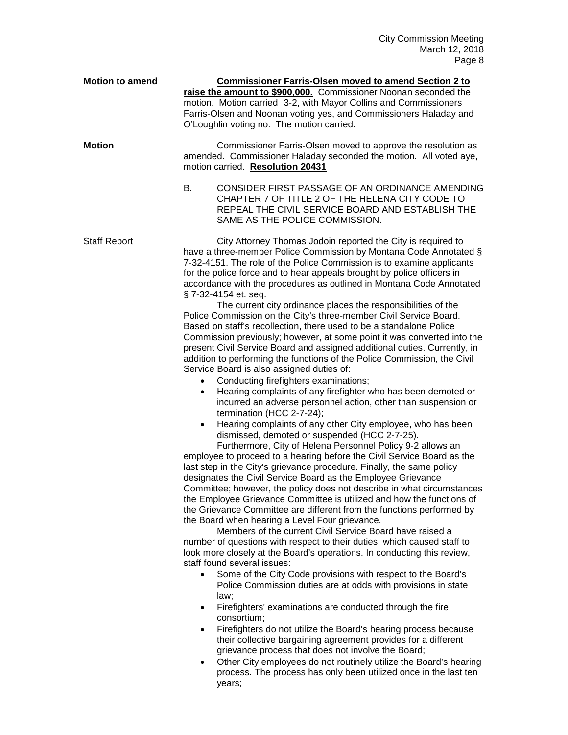**Motion to amend**

**Commissioner Farris-Olsen moved to amend Section 2 to raise the amount to $900,000.** Commissioner Noonan seconded the motion. Motion carried 3-2, with Mayor Collins and Commissioners Farris-Olsen and Noonan voting yes, and Commissioners Haladay and O'Loughlin voting no. The motion carried.

**Motion**

Commissioner Farris-Olsen moved to approve the resolution as amended. Commissioner Haladay seconded the motion. All voted aye, motion carried. **Resolution 20431**

B. CONSIDER FIRST PASSAGE OF AN ORDINANCE AMENDING CHAPTER 7 OF TITLE 2 OF THE HELENA CITY CODE TO REPEAL THE CIVIL SERVICE BOARD AND ESTABLISH THE SAME AS THE POLICE COMMISSION.

Staff Report

City Attorney Thomas Jodoin reported the City is required to have a three-member Police Commission by Montana Code Annotated § 7-32-4151. The role of the Police Commission is to examine applicants for the police force and to hear appeals brought by police officers in accordance with the procedures as outlined in Montana Code Annotated § 7-32-4154 et. seq.

The current city ordinance places the responsibilities of the Police Commission on the City's three-member Civil Service Board. Based on staff's recollection, there used to be a standalone Police Commission previously; however, at some point it was converted into the present Civil Service Board and assigned additional duties. Currently, in addition to performing the functions of the Police Commission, the Civil Service Board is also assigned duties of:

- Conducting firefighters examinations;
- Hearing complaints of any firefighter who has been demoted or incurred an adverse personnel action, other than suspension or termination (HCC 2-7-24);
- Hearing complaints of any other City employee, who has been dismissed, demoted or suspended (HCC 2-7-25).

Furthermore, City of Helena Personnel Policy 9-2 allows an employee to proceed to a hearing before the Civil Service Board as the last step in the City's grievance procedure. Finally, the same policy designates the Civil Service Board as the Employee Grievance Committee; however, the policy does not describe in what circumstances the Employee Grievance Committee is utilized and how the functions of the Grievance Committee are different from the functions performed by the Board when hearing a Level Four grievance.

Members of the current Civil Service Board have raised a number of questions with respect to their duties, which caused staff to look more closely at the Board's operations. In conducting this review, staff found several issues:

- Some of the City Code provisions with respect to the Board's Police Commission duties are at odds with provisions in state law;
- Firefighters' examinations are conducted through the fire consortium;
- Firefighters do not utilize the Board's hearing process because their collective bargaining agreement provides for a different grievance process that does not involve the Board;
- Other City employees do not routinely utilize the Board's hearing process. The process has only been utilized once in the last ten years;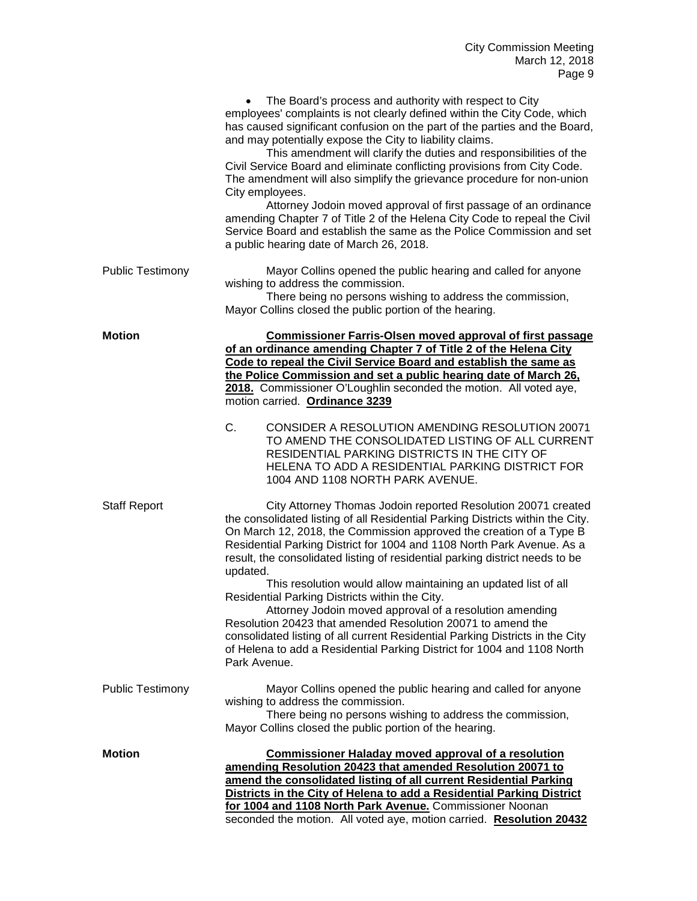- The Board's process and authority with respect to City employees' complaints is not clearly defined within the City Code, which has caused significant confusion on the part of the parties and the Board, and may potentially expose the City to liability claims.

This amendment will clarify the duties and responsibilities of the Civil Service Board and eliminate conflicting provisions from City Code. The amendment will also simplify the grievance procedure for non-union City employees.

Attorney Jodoin moved approval of first passage of an ordinance amending Chapter 7 of Title 2 of the Helena City Code to repeal the Civil Service Board and establish the same as the Police Commission and set a public hearing date of March 26, 2018.

Public Testimony

Mayor Collins opened the public hearing and called for anyone wishing to address the commission.

There being no persons wishing to address the commission, Mayor Collins closed the public portion of the hearing.

**Motion**

**Commissioner Farris-Olsen moved approval of first passage of an ordinance amending Chapter 7 of Title 2 of the Helena City Code to repeal the Civil Service Board and establish the same as the Police Commission and set a public hearing date of March 26, 2018.** Commissioner O'Loughlin seconded the motion. All voted aye, motion carried. **Ordinance 3239**

C. CONSIDER A RESOLUTION AMENDING RESOLUTION 20071 TO AMEND THE CONSOLIDATED LISTING OF ALL CURRENT RESIDENTIAL PARKING DISTRICTS IN THE CITY OF HELENA TO ADD A RESIDENTIAL PARKING DISTRICT FOR 1004 AND 1108 NORTH PARK AVENUE.

Staff Report

City Attorney Thomas Jodoin reported Resolution 20071 created the consolidated listing of all Residential Parking Districts within the City. On March 12, 2018, the Commission approved the creation of a Type B Residential Parking District for 1004 and 1108 North Park Avenue. As a result, the consolidated listing of residential parking district needs to be updated.

This resolution would allow maintaining an updated list of all Residential Parking Districts within the City.

Attorney Jodoin moved approval of a resolution amending Resolution 20423 that amended Resolution 20071 to amend the consolidated listing of all current Residential Parking Districts in the City of Helena to add a Residential Parking District for 1004 and 1108 North Park Avenue.

Public Testimony

Mayor Collins opened the public hearing and called for anyone wishing to address the commission.

There being no persons wishing to address the commission, Mayor Collins closed the public portion of the hearing.

**Motion**

**Commissioner Haladay moved approval of a resolution amending Resolution 20423 that amended Resolution 20071 to amend the consolidated listing of all current Residential Parking Districts in the City of Helena to add a Residential Parking District for 1004 and 1108 North Park Avenue.** Commissioner Noonan seconded the motion. All voted aye, motion carried. **Resolution 20432**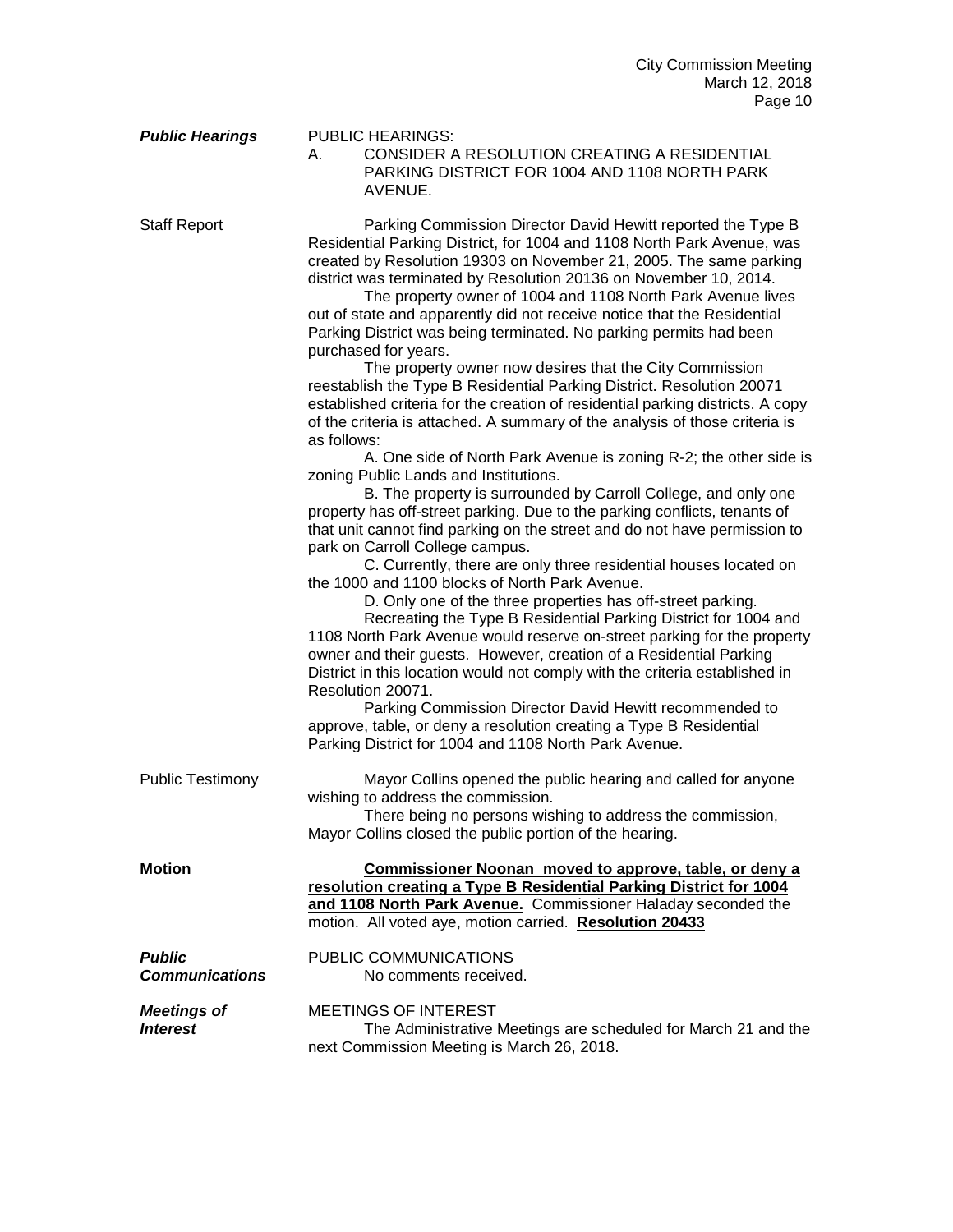***Public Hearings***

PUBLIC HEARINGS:

A. CONSIDER A RESOLUTION CREATING A RESIDENTIAL PARKING DISTRICT FOR 1004 AND 1108 NORTH PARK AVENUE.

Staff Report

Parking Commission Director David Hewitt reported the Type B Residential Parking District, for 1004 and 1108 North Park Avenue, was created by Resolution 19303 on November 21, 2005. The same parking district was terminated by Resolution 20136 on November 10, 2014.

The property owner of 1004 and 1108 North Park Avenue lives out of state and apparently did not receive notice that the Residential Parking District was being terminated. No parking permits had been purchased for years.

The property owner now desires that the City Commission reestablish the Type B Residential Parking District. Resolution 20071 established criteria for the creation of residential parking districts. A copy of the criteria is attached. A summary of the analysis of those criteria is as follows:

A. One side of North Park Avenue is zoning R-2; the other side is zoning Public Lands and Institutions.

B. The property is surrounded by Carroll College, and only one property has off-street parking. Due to the parking conflicts, tenants of that unit cannot find parking on the street and do not have permission to park on Carroll College campus.

C. Currently, there are only three residential houses located on the 1000 and 1100 blocks of North Park Avenue.

D. Only one of the three properties has off-street parking.

Recreating the Type B Residential Parking District for 1004 and 1108 North Park Avenue would reserve on-street parking for the property owner and their guests. However, creation of a Residential Parking District in this location would not comply with the criteria established in Resolution 20071.

Parking Commission Director David Hewitt recommended to approve, table, or deny a resolution creating a Type B Residential Parking District for 1004 and 1108 North Park Avenue.

Public Testimony

Mayor Collins opened the public hearing and called for anyone wishing to address the commission.

There being no persons wishing to address the commission, Mayor Collins closed the public portion of the hearing.

**Motion**

**Commissioner Noonan moved to approve, table, or deny a resolution creating a Type B Residential Parking District for 1004 and 1108 North Park Avenue.** Commissioner Haladay seconded the motion. All voted aye, motion carried. **Resolution 20433**

***Public Communications***

PUBLIC COMMUNICATIONS

No comments received.

***Meetings of Interest***

MEETINGS OF INTEREST

The Administrative Meetings are scheduled for March 21 and the next Commission Meeting is March 26, 2018.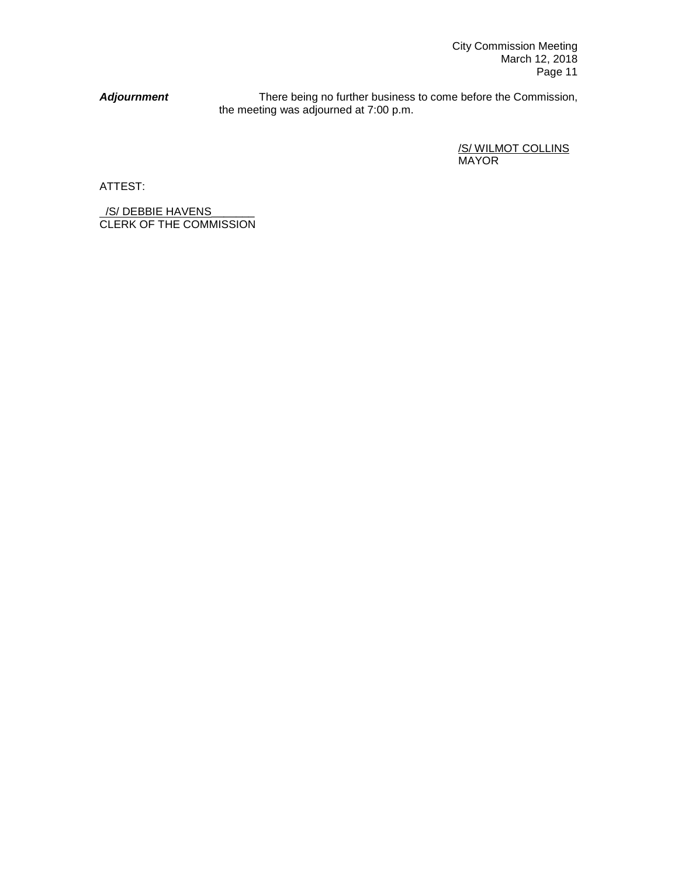***Adjournment*** There being no further business to come before the Commission, the meeting was adjourned at 7:00 p.m.

/S/ WILMOT COLLINS
MAYOR

ATTEST:

/S/ DEBBIE HAVENS
CLERK OF THE COMMISSION